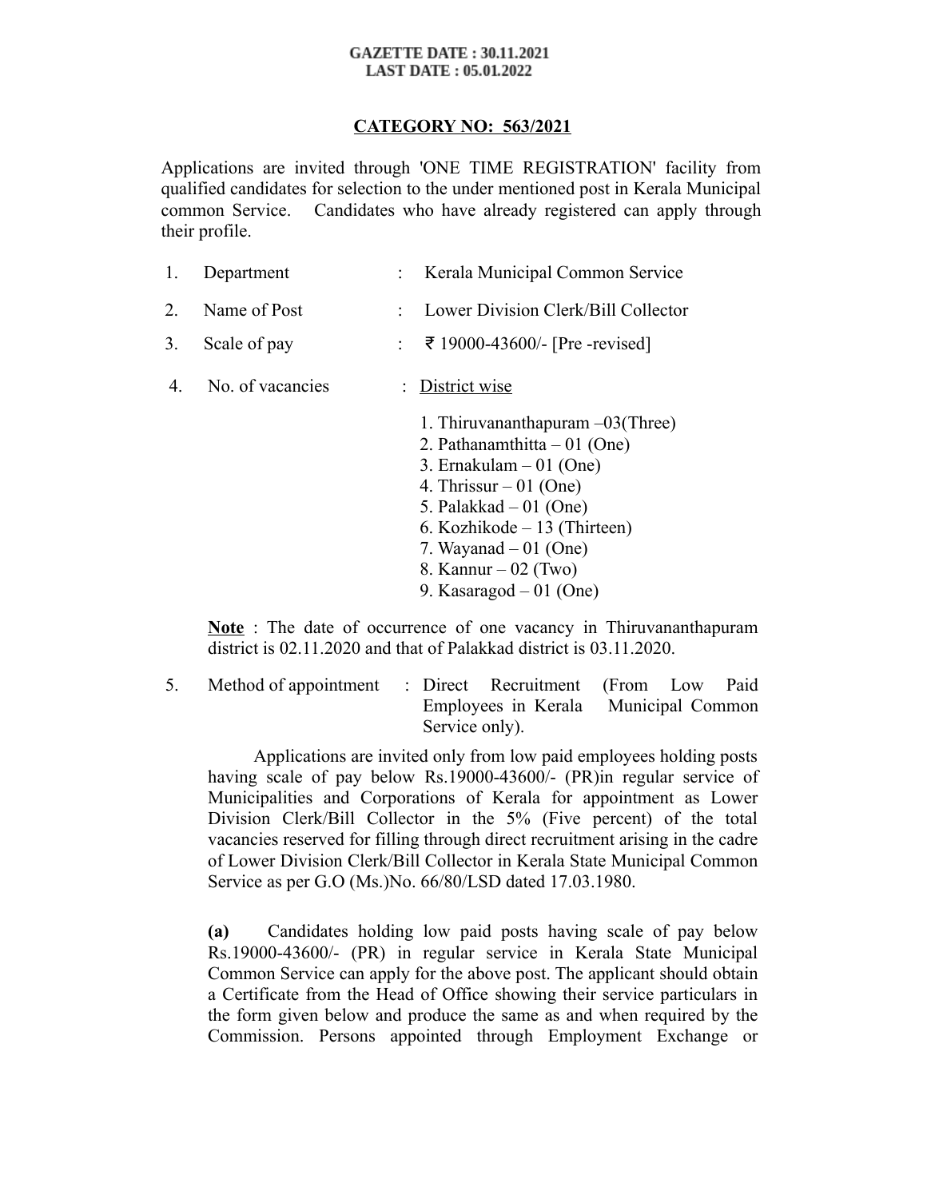**GAZETTE DATE : 30.11.2021**
**LAST DATE : 05.01.2022**

## CATEGORY NO: 563/2021

Applications are invited through 'ONE TIME REGISTRATION' facility from qualified candidates for selection to the under mentioned post in Kerala Municipal common Service. Candidates who have already registered can apply through their profile.

1. Department : Kerala Municipal Common Service
2. Name of Post : Lower Division Clerk/Bill Collector
3. Scale of pay : ₹ 19000-43600/- [Pre -revised]
4. No. of vacancies : District wise

   1. Thiruvananthapuram –03(Three)
   2. Pathanamthitta – 01 (One)
   3. Ernakulam – 01 (One)
   4. Thrissur – 01 (One)
   5. Palakkad – 01 (One)
   6. Kozhikode – 13 (Thirteen)
   7. Wayanad – 01 (One)
   8. Kannur – 02 (Two)
   9. Kasaragod – 01 (One)

   **Note** : The date of occurrence of one vacancy in Thiruvananthapuram district is 02.11.2020 and that of Palakkad district is 03.11.2020.

5. Method of appointment : Direct Recruitment (From Low Paid Employees in Kerala Municipal Common Service only).

   Applications are invited only from low paid employees holding posts having scale of pay below Rs.19000-43600/- (PR)in regular service of Municipalities and Corporations of Kerala for appointment as Lower Division Clerk/Bill Collector in the 5% (Five percent) of the total vacancies reserved for filling through direct recruitment arising in the cadre of Lower Division Clerk/Bill Collector in Kerala State Municipal Common Service as per G.O (Ms.)No. 66/80/LSD dated 17.03.1980.

   **(a)** Candidates holding low paid posts having scale of pay below Rs.19000-43600/- (PR) in regular service in Kerala State Municipal Common Service can apply for the above post. The applicant should obtain a Certificate from the Head of Office showing their service particulars in the form given below and produce the same as and when required by the Commission. Persons appointed through Employment Exchange or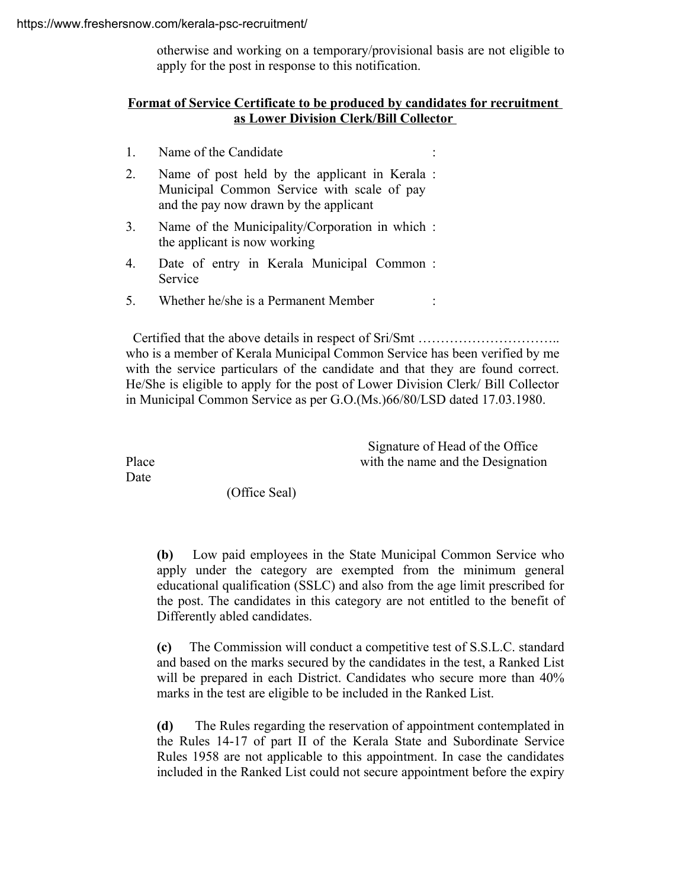otherwise and working on a temporary/provisional basis are not eligible to apply for the post in response to this notification.

**Format of Service Certificate to be produced by candidates for recruitment as Lower Division Clerk/Bill Collector**

| | | |
|---|---|---|
| 1. | Name of the Candidate | : |
| 2. | Name of post held by the applicant in Kerala Municipal Common Service with scale of pay and the pay now drawn by the applicant | : |
| 3. | Name of the Municipality/Corporation in which the applicant is now working | : |
| 4. | Date of entry in Kerala Municipal Common Service | : |
| 5. | Whether he/she is a Permanent Member | : |

Certified that the above details in respect of Sri/Smt ………………………….. who is a member of Kerala Municipal Common Service has been verified by me with the service particulars of the candidate and that they are found correct. He/She is eligible to apply for the post of Lower Division Clerk/ Bill Collector in Municipal Common Service as per G.O.(Ms.)66/80/LSD dated 17.03.1980.

Signature of Head of the Office with the name and the Designation

Place

Date

(Office Seal)

**(b)** Low paid employees in the State Municipal Common Service who apply under the category are exempted from the minimum general educational qualification (SSLC) and also from the age limit prescribed for the post. The candidates in this category are not entitled to the benefit of Differently abled candidates.

**(c)** The Commission will conduct a competitive test of S.S.L.C. standard and based on the marks secured by the candidates in the test, a Ranked List will be prepared in each District. Candidates who secure more than 40% marks in the test are eligible to be included in the Ranked List.

**(d)** The Rules regarding the reservation of appointment contemplated in the Rules 14-17 of part II of the Kerala State and Subordinate Service Rules 1958 are not applicable to this appointment. In case the candidates included in the Ranked List could not secure appointment before the expiry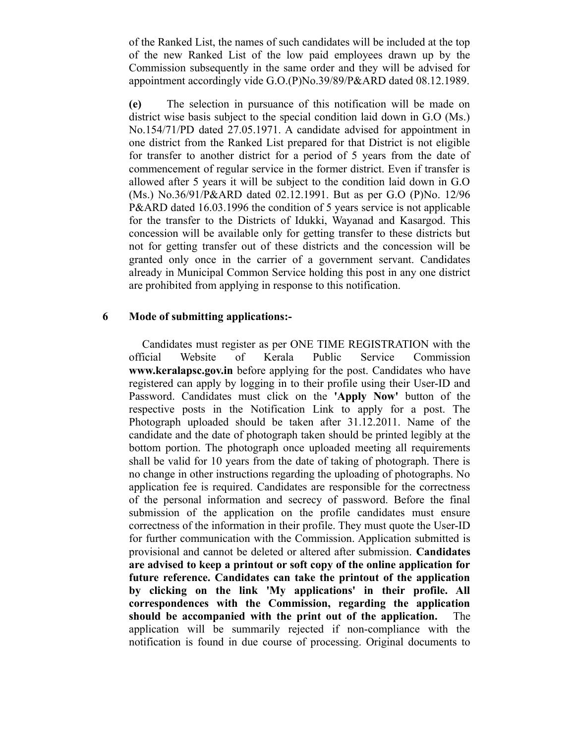of the Ranked List, the names of such candidates will be included at the top of the new Ranked List of the low paid employees drawn up by the Commission subsequently in the same order and they will be advised for appointment accordingly vide G.O.(P)No.39/89/P&ARD dated 08.12.1989.

**(e)** The selection in pursuance of this notification will be made on district wise basis subject to the special condition laid down in G.O (Ms.) No.154/71/PD dated 27.05.1971. A candidate advised for appointment in one district from the Ranked List prepared for that District is not eligible for transfer to another district for a period of 5 years from the date of commencement of regular service in the former district. Even if transfer is allowed after 5 years it will be subject to the condition laid down in G.O (Ms.) No.36/91/P&ARD dated 02.12.1991. But as per G.O (P)No. 12/96 P&ARD dated 16.03.1996 the condition of 5 years service is not applicable for the transfer to the Districts of Idukki, Wayanad and Kasargod. This concession will be available only for getting transfer to these districts but not for getting transfer out of these districts and the concession will be granted only once in the carrier of a government servant. Candidates already in Municipal Common Service holding this post in any one district are prohibited from applying in response to this notification.

**6 Mode of submitting applications:-**

Candidates must register as per ONE TIME REGISTRATION with the official Website of Kerala Public Service Commission **www.keralapsc.gov.in** before applying for the post. Candidates who have registered can apply by logging in to their profile using their User-ID and Password. Candidates must click on the **'Apply Now'** button of the respective posts in the Notification Link to apply for a post. The Photograph uploaded should be taken after 31.12.2011. Name of the candidate and the date of photograph taken should be printed legibly at the bottom portion. The photograph once uploaded meeting all requirements shall be valid for 10 years from the date of taking of photograph. There is no change in other instructions regarding the uploading of photographs. No application fee is required. Candidates are responsible for the correctness of the personal information and secrecy of password. Before the final submission of the application on the profile candidates must ensure correctness of the information in their profile. They must quote the User-ID for further communication with the Commission. Application submitted is provisional and cannot be deleted or altered after submission. **Candidates are advised to keep a printout or soft copy of the online application for future reference. Candidates can take the printout of the application by clicking on the link 'My applications' in their profile. All correspondences with the Commission, regarding the application should be accompanied with the print out of the application.** The application will be summarily rejected if non-compliance with the notification is found in due course of processing. Original documents to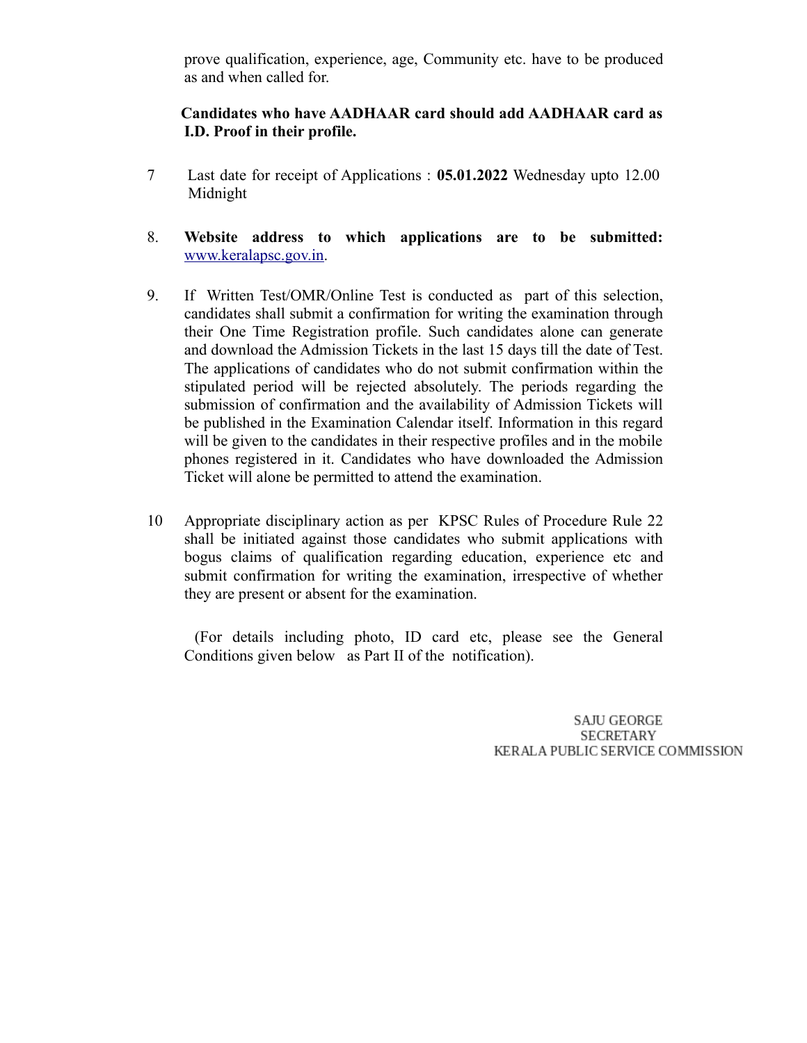prove qualification, experience, age, Community etc. have to be produced as and when called for.

**Candidates who have AADHAAR card should add AADHAAR card as I.D. Proof in their profile.**

7 Last date for receipt of Applications : **05.01.2022** Wednesday upto 12.00 Midnight

8. **Website address to which applications are to be submitted:** www.keralapsc.gov.in.

9. If Written Test/OMR/Online Test is conducted as part of this selection, candidates shall submit a confirmation for writing the examination through their One Time Registration profile. Such candidates alone can generate and download the Admission Tickets in the last 15 days till the date of Test. The applications of candidates who do not submit confirmation within the stipulated period will be rejected absolutely. The periods regarding the submission of confirmation and the availability of Admission Tickets will be published in the Examination Calendar itself. Information in this regard will be given to the candidates in their respective profiles and in the mobile phones registered in it. Candidates who have downloaded the Admission Ticket will alone be permitted to attend the examination.

10 Appropriate disciplinary action as per KPSC Rules of Procedure Rule 22 shall be initiated against those candidates who submit applications with bogus claims of qualification regarding education, experience etc and submit confirmation for writing the examination, irrespective of whether they are present or absent for the examination.

(For details including photo, ID card etc, please see the General Conditions given below as Part II of the notification).

SAJU GEORGE
SECRETARY
KERALA PUBLIC SERVICE COMMISSION